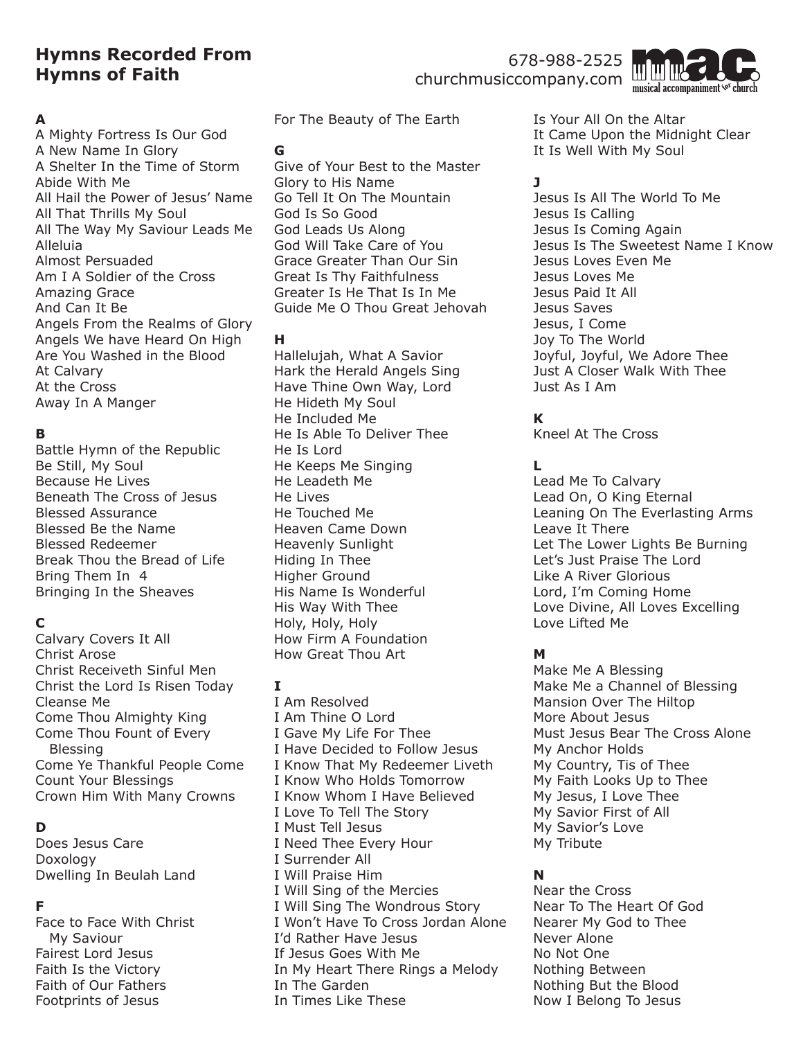# Hymns Recorded From Hymns of Faith

678-988-2525
churchmusiccompany.com

m.a.c. musical accompaniment for church

**A**

A Mighty Fortress Is Our God
A New Name In Glory
A Shelter In the Time of Storm
Abide With Me
All Hail the Power of Jesus' Name
All That Thrills My Soul
All The Way My Saviour Leads Me
Alleluia
Almost Persuaded
Am I A Soldier of the Cross
Amazing Grace
And Can It Be
Angels From the Realms of Glory
Angels We have Heard On High
Are You Washed in the Blood
At Calvary
At the Cross
Away In A Manger

**B**

Battle Hymn of the Republic
Be Still, My Soul
Because He Lives
Beneath The Cross of Jesus
Blessed Assurance
Blessed Be the Name
Blessed Redeemer
Break Thou the Bread of Life
Bring Them In 4
Bringing In the Sheaves

**C**

Calvary Covers It All
Christ Arose
Christ Receiveth Sinful Men
Christ the Lord Is Risen Today
Cleanse Me
Come Thou Almighty King
Come Thou Fount of Every Blessing
Come Ye Thankful People Come
Count Your Blessings
Crown Him With Many Crowns

**D**

Does Jesus Care
Doxology
Dwelling In Beulah Land

**F**

Face to Face With Christ My Saviour
Fairest Lord Jesus
Faith Is the Victory
Faith of Our Fathers
Footprints of Jesus
For The Beauty of The Earth

**G**

Give of Your Best to the Master
Glory to His Name
Go Tell It On The Mountain
God Is So Good
God Leads Us Along
God Will Take Care of You
Grace Greater Than Our Sin
Great Is Thy Faithfulness
Greater Is He That Is In Me
Guide Me O Thou Great Jehovah

**H**

Hallelujah, What A Savior
Hark the Herald Angels Sing
Have Thine Own Way, Lord
He Hideth My Soul
He Included Me
He Is Able To Deliver Thee
He Is Lord
He Keeps Me Singing
He Leadeth Me
He Lives
He Touched Me
Heaven Came Down
Heavenly Sunlight
Hiding In Thee
Higher Ground
His Name Is Wonderful
His Way With Thee
Holy, Holy, Holy
How Firm A Foundation
How Great Thou Art

**I**

I Am Resolved
I Am Thine O Lord
I Gave My Life For Thee
I Have Decided to Follow Jesus
I Know That My Redeemer Liveth
I Know Who Holds Tomorrow
I Know Whom I Have Believed
I Love To Tell The Story
I Must Tell Jesus
I Need Thee Every Hour
I Surrender All
I Will Praise Him
I Will Sing of the Mercies
I Will Sing The Wondrous Story
I Won't Have To Cross Jordan Alone
I'd Rather Have Jesus
If Jesus Goes With Me
In My Heart There Rings a Melody
In The Garden
In Times Like These
Is Your All On the Altar
It Came Upon the Midnight Clear
It Is Well With My Soul

**J**

Jesus Is All The World To Me
Jesus Is Calling
Jesus Is Coming Again
Jesus Is The Sweetest Name I Know
Jesus Loves Even Me
Jesus Loves Me
Jesus Paid It All
Jesus Saves
Jesus, I Come
Joy To The World
Joyful, Joyful, We Adore Thee
Just A Closer Walk With Thee
Just As I Am

**K**

Kneel At The Cross

**L**

Lead Me To Calvary
Lead On, O King Eternal
Leaning On The Everlasting Arms
Leave It There
Let The Lower Lights Be Burning
Let's Just Praise The Lord
Like A River Glorious
Lord, I'm Coming Home
Love Divine, All Loves Excelling
Love Lifted Me

**M**

Make Me A Blessing
Make Me a Channel of Blessing
Mansion Over The Hiltop
More About Jesus
Must Jesus Bear The Cross Alone
My Anchor Holds
My Country, Tis of Thee
My Faith Looks Up to Thee
My Jesus, I Love Thee
My Savior First of All
My Savior's Love
My Tribute

**N**

Near the Cross
Near To The Heart Of God
Nearer My God to Thee
Never Alone
No Not One
Nothing Between
Nothing But the Blood
Now I Belong To Jesus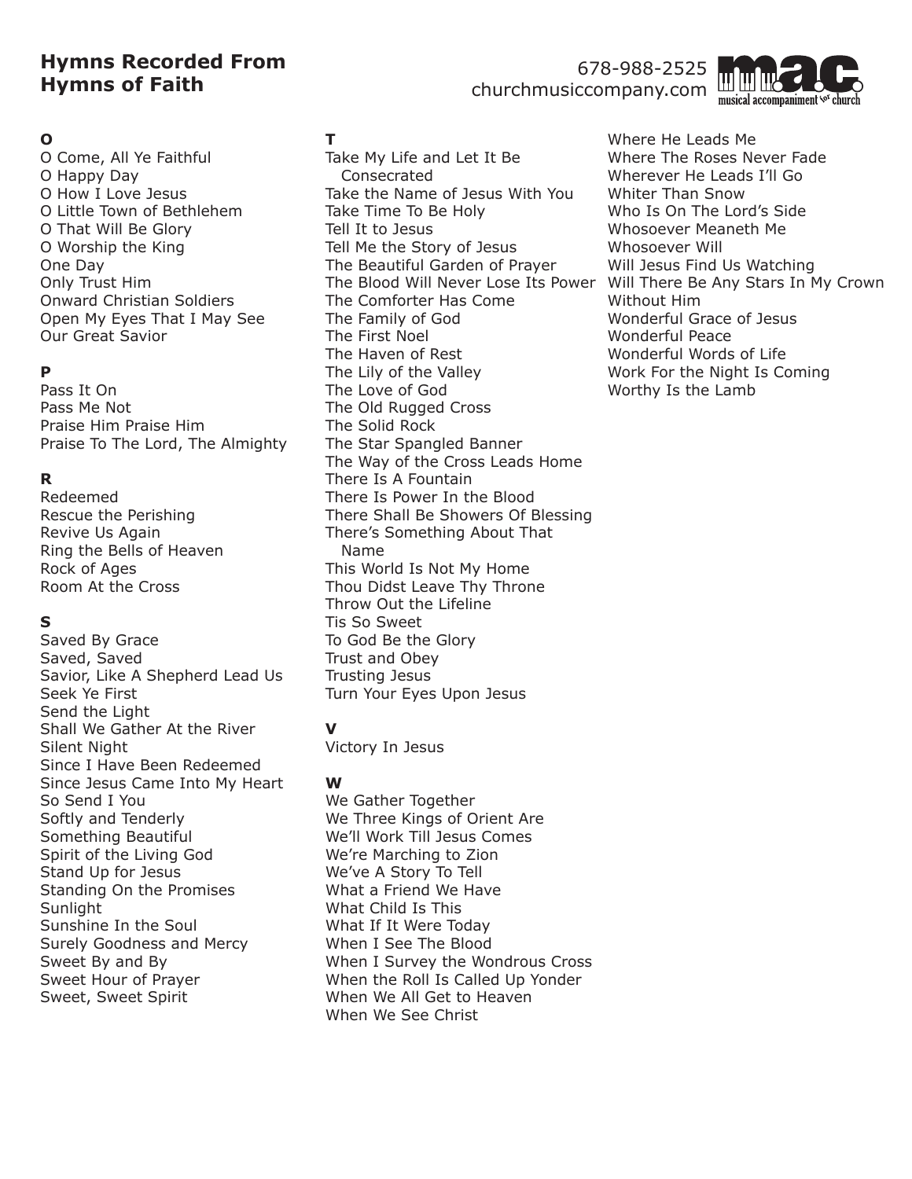# Hymns Recorded From Hymns of Faith

678-988-2525
churchmusiccompany.com

musical accompaniment for church

**O**

O Come, All Ye Faithful
O Happy Day
O How I Love Jesus
O Little Town of Bethlehem
O That Will Be Glory
O Worship the King
One Day
Only Trust Him
Onward Christian Soldiers
Open My Eyes That I May See
Our Great Savior

**P**

Pass It On
Pass Me Not
Praise Him Praise Him
Praise To The Lord, The Almighty

**R**

Redeemed
Rescue the Perishing
Revive Us Again
Ring the Bells of Heaven
Rock of Ages
Room At the Cross

**S**

Saved By Grace
Saved, Saved
Savior, Like A Shepherd Lead Us
Seek Ye First
Send the Light
Shall We Gather At the River
Silent Night
Since I Have Been Redeemed
Since Jesus Came Into My Heart
So Send I You
Softly and Tenderly
Something Beautiful
Spirit of the Living God
Stand Up for Jesus
Standing On the Promises
Sunlight
Sunshine In the Soul
Surely Goodness and Mercy
Sweet By and By
Sweet Hour of Prayer
Sweet, Sweet Spirit

**T**

Take My Life and Let It Be Consecrated
Take the Name of Jesus With You
Take Time To Be Holy
Tell It to Jesus
Tell Me the Story of Jesus
The Beautiful Garden of Prayer
The Blood Will Never Lose Its Power
The Comforter Has Come
The Family of God
The First Noel
The Haven of Rest
The Lily of the Valley
The Love of God
The Old Rugged Cross
The Solid Rock
The Star Spangled Banner
The Way of the Cross Leads Home
There Is A Fountain
There Is Power In the Blood
There Shall Be Showers Of Blessing
There's Something About That Name
This World Is Not My Home
Thou Didst Leave Thy Throne
Throw Out the Lifeline
Tis So Sweet
To God Be the Glory
Trust and Obey
Trusting Jesus
Turn Your Eyes Upon Jesus

**V**

Victory In Jesus

**W**

We Gather Together
We Three Kings of Orient Are
We'll Work Till Jesus Comes
We're Marching to Zion
We've A Story To Tell
What a Friend We Have
What Child Is This
What If It Were Today
When I See The Blood
When I Survey the Wondrous Cross
When the Roll Is Called Up Yonder
When We All Get to Heaven
When We See Christ
Where He Leads Me
Where The Roses Never Fade
Wherever He Leads I'll Go
Whiter Than Snow
Who Is On The Lord's Side
Whosoever Meaneth Me
Whosoever Will
Will Jesus Find Us Watching
Will There Be Any Stars In My Crown
Without Him
Wonderful Grace of Jesus
Wonderful Peace
Wonderful Words of Life
Work For the Night Is Coming
Worthy Is the Lamb